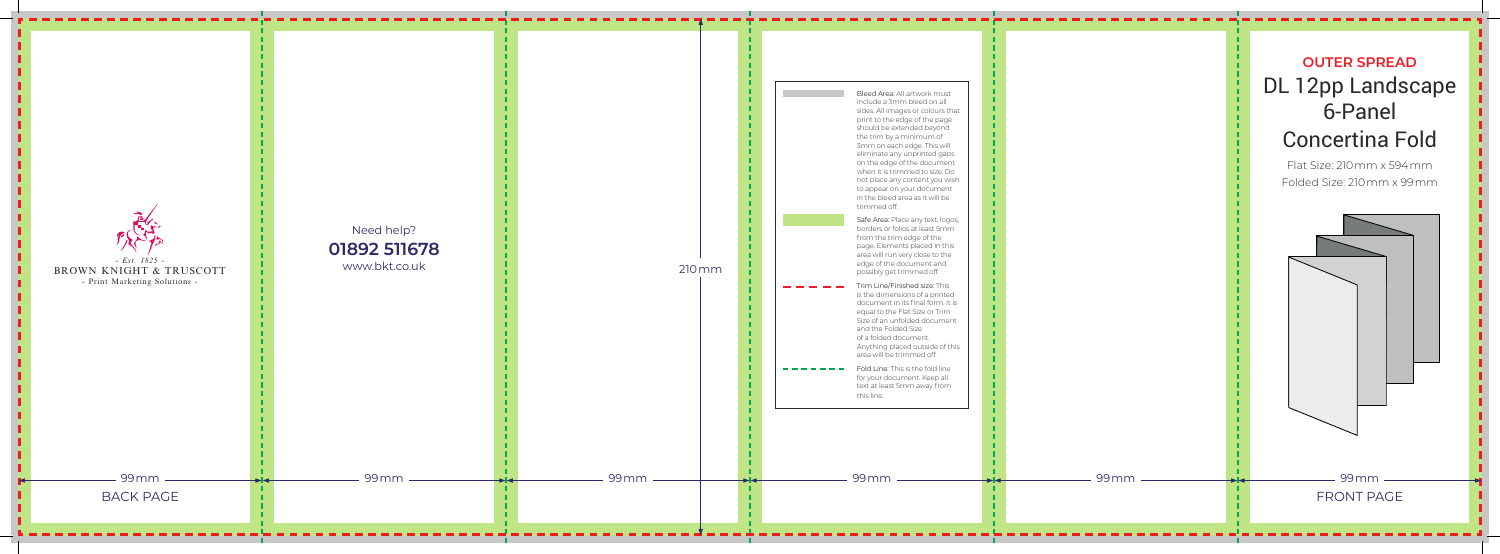## OUTER SPREAD

# DL 12pp Landscape 6-Panel Concertina Fold

Flat Size: 210 mm x 594 mm

Folded Size: 210 mm x 99 mm

- Est. 1825 -

BROWN KNIGHT & TRUSCOTT

- Print Marketing Solutions -

Need help?

**01892 511678**

www.bkt.co.uk

210 mm

Bleed Area: All artwork must include a 3mm bleed on all sides. All images or colours that print to the edge of the page should be extended beyond the trim by a minimum of 3mm on each edge. This will eliminate any unprinted gaps on the edge of the document when it is trimmed to size. Do not place any content you wish to appear on your document in the bleed area as it will be trimmed off.

Safe Area: Place any text, logos, borders or folios at least 5mm from the trim edge of the page. Elements placed in this area will run very close to the edge of the document and possibly get trimmed off.

Trim Line/Finished size: This is the dimensions of a printed document in its final form. It is equal to the Flat Size or Trim Size of an unfolded document and the Folded Size of a folded document. Anything placed outside of this area will be trimmed off.

Fold Line: This is the fold line for your document. Keep all text at least 5mm away from this line.

99 mm | 99 mm | 99 mm | 99 mm | 99 mm | 99 mm

BACK PAGE

FRONT PAGE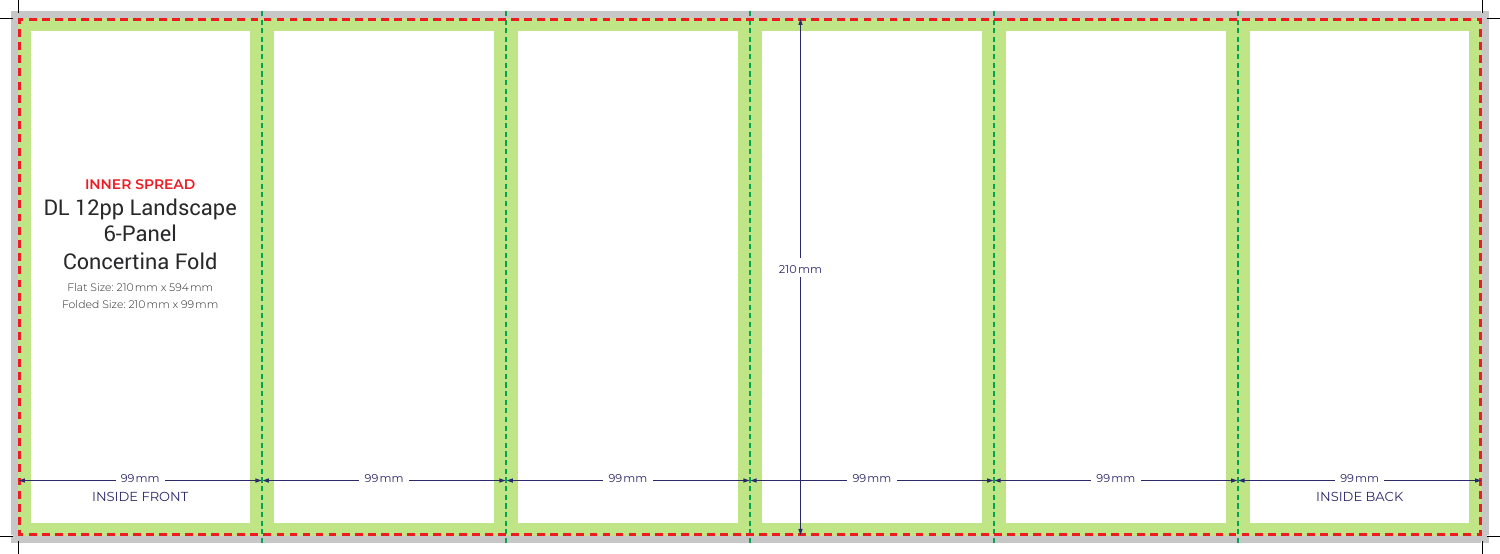**INNER SPREAD**

DL 12pp Landscape
6-Panel
Concertina Fold

Flat Size: 210 mm x 594 mm
Folded Size: 210 mm x 99 mm

210 mm

99 mm
INSIDE FRONT

99 mm

99 mm

99 mm

99 mm

99 mm
INSIDE BACK